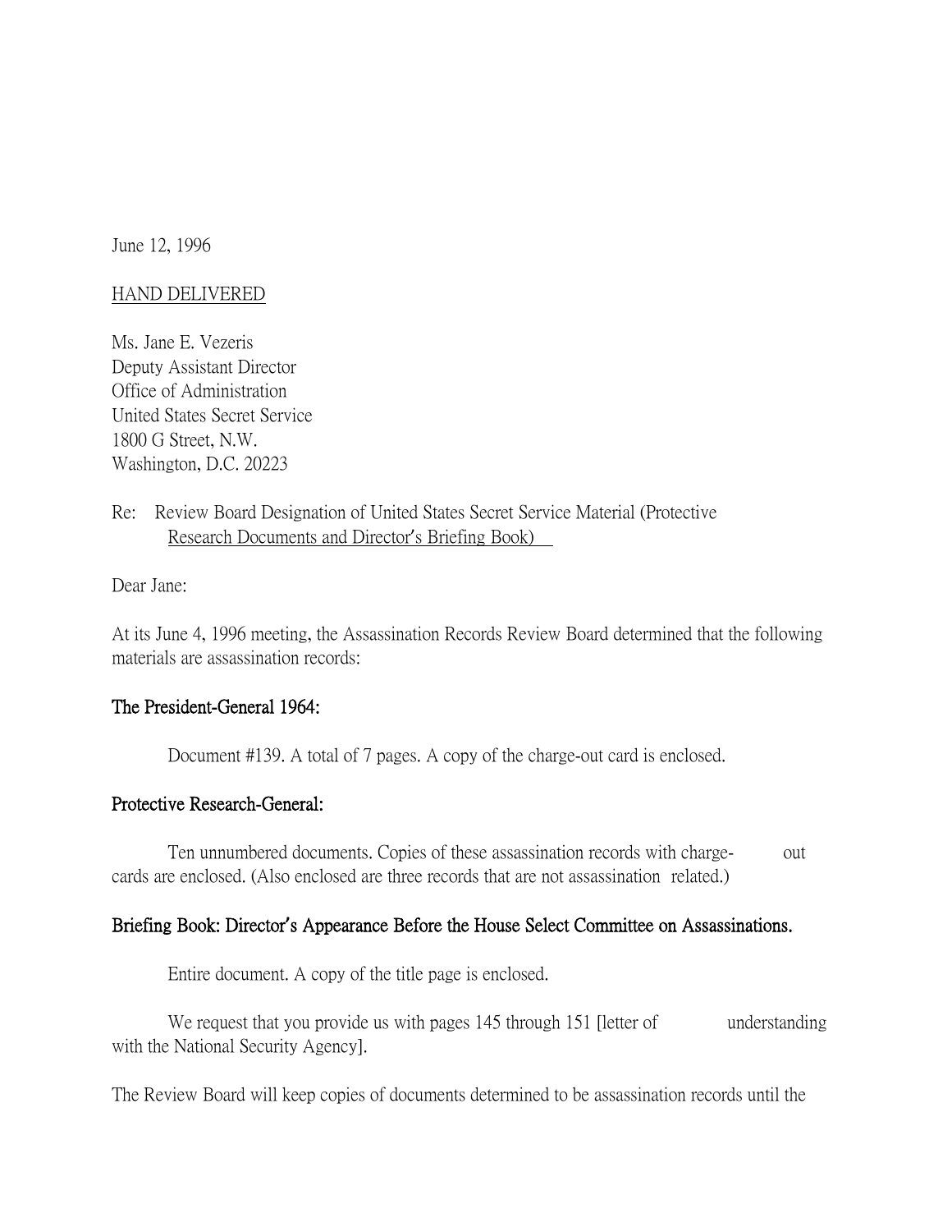June 12, 1996

<u>HAND DELIVERED</u>

Ms. Jane E. Vezeris
Deputy Assistant Director
Office of Administration
United States Secret Service
1800 G Street, N.W.
Washington, D.C. 20223

Re: Review Board Designation of United States Secret Service Material (Protective <u>Research Documents and Director's Briefing Book)</u>

Dear Jane:

At its June 4, 1996 meeting, the Assassination Records Review Board determined that the following materials are assassination records:

**The President-General 1964:**

Document #139. A total of 7 pages. A copy of the charge-out card is enclosed.

**Protective Research-General:**

Ten unnumbered documents. Copies of these assassination records with charge-out cards are enclosed. (Also enclosed are three records that are not assassination related.)

**Briefing Book: Director's Appearance Before the House Select Committee on Assassinations.**

Entire document. A copy of the title page is enclosed.

We request that you provide us with pages 145 through 151 [letter of understanding with the National Security Agency].

The Review Board will keep copies of documents determined to be assassination records until the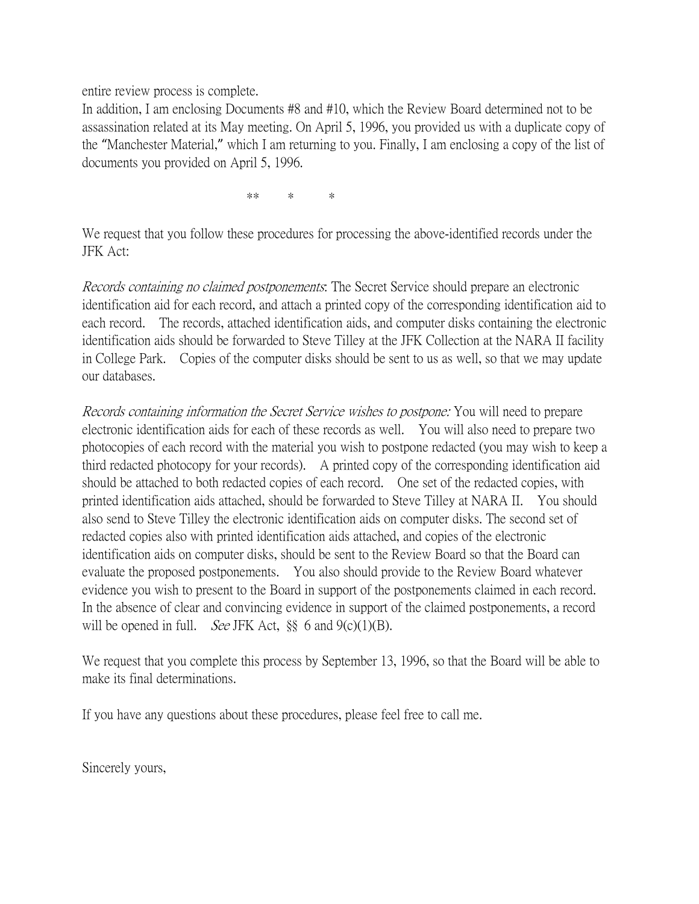entire review process is complete.

In addition, I am enclosing Documents #8 and #10, which the Review Board determined not to be assassination related at its May meeting. On April 5, 1996, you provided us with a duplicate copy of the "Manchester Material," which I am returning to you. Finally, I am enclosing a copy of the list of documents you provided on April 5, 1996.

** * *

We request that you follow these procedures for processing the above-identified records under the JFK Act:

*Records containing no claimed postponements*: The Secret Service should prepare an electronic identification aid for each record, and attach a printed copy of the corresponding identification aid to each record. The records, attached identification aids, and computer disks containing the electronic identification aids should be forwarded to Steve Tilley at the JFK Collection at the NARA II facility in College Park. Copies of the computer disks should be sent to us as well, so that we may update our databases.

*Records containing information the Secret Service wishes to postpone:* You will need to prepare electronic identification aids for each of these records as well. You will also need to prepare two photocopies of each record with the material you wish to postpone redacted (you may wish to keep a third redacted photocopy for your records). A printed copy of the corresponding identification aid should be attached to both redacted copies of each record. One set of the redacted copies, with printed identification aids attached, should be forwarded to Steve Tilley at NARA II. You should also send to Steve Tilley the electronic identification aids on computer disks. The second set of redacted copies also with printed identification aids attached, and copies of the electronic identification aids on computer disks, should be sent to the Review Board so that the Board can evaluate the proposed postponements. You also should provide to the Review Board whatever evidence you wish to present to the Board in support of the postponements claimed in each record. In the absence of clear and convincing evidence in support of the claimed postponements, a record will be opened in full. *See* JFK Act, §§ 6 and 9(c)(1)(B).

We request that you complete this process by September 13, 1996, so that the Board will be able to make its final determinations.

If you have any questions about these procedures, please feel free to call me.

Sincerely yours,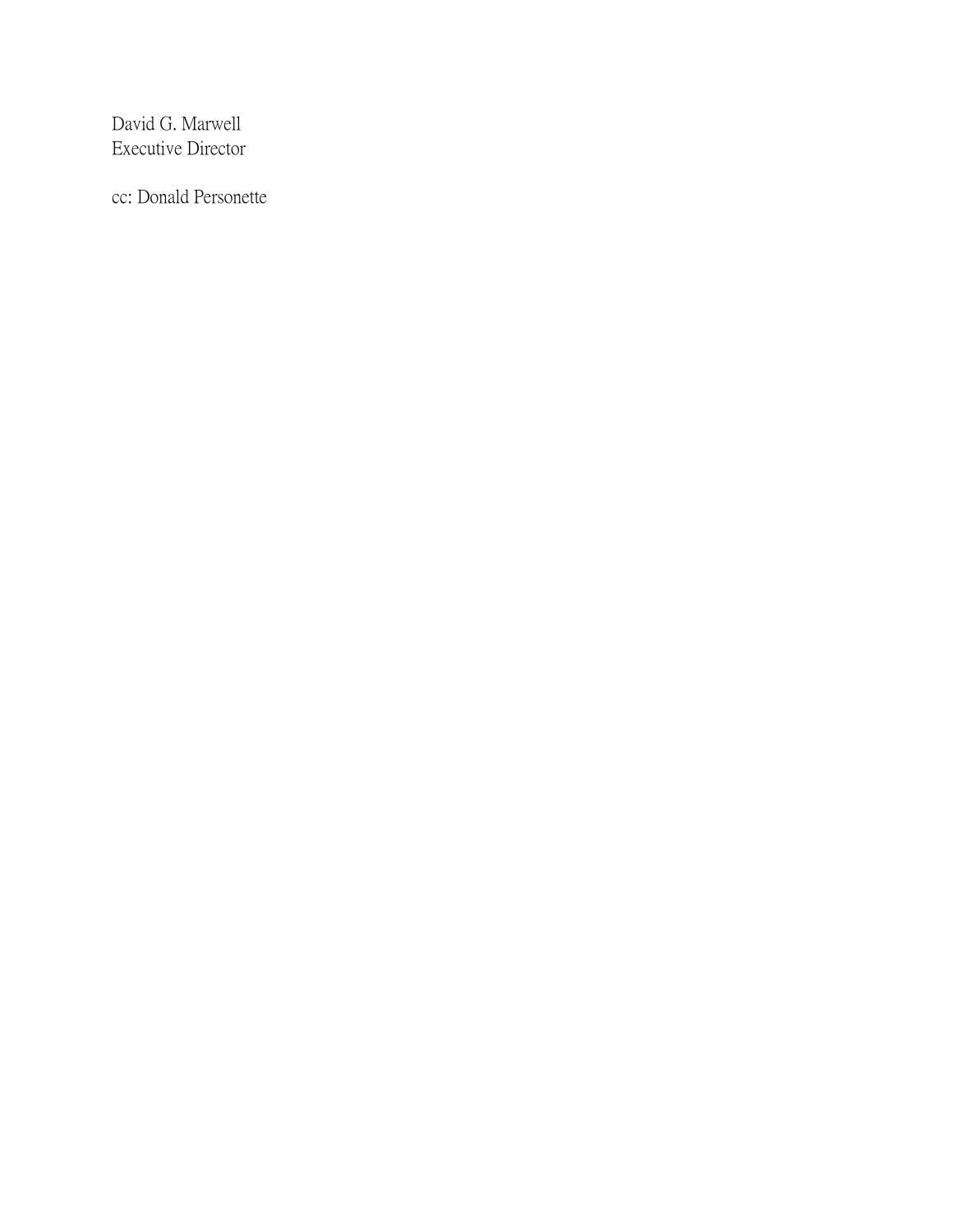David G. Marwell
Executive Director

cc: Donald Personette